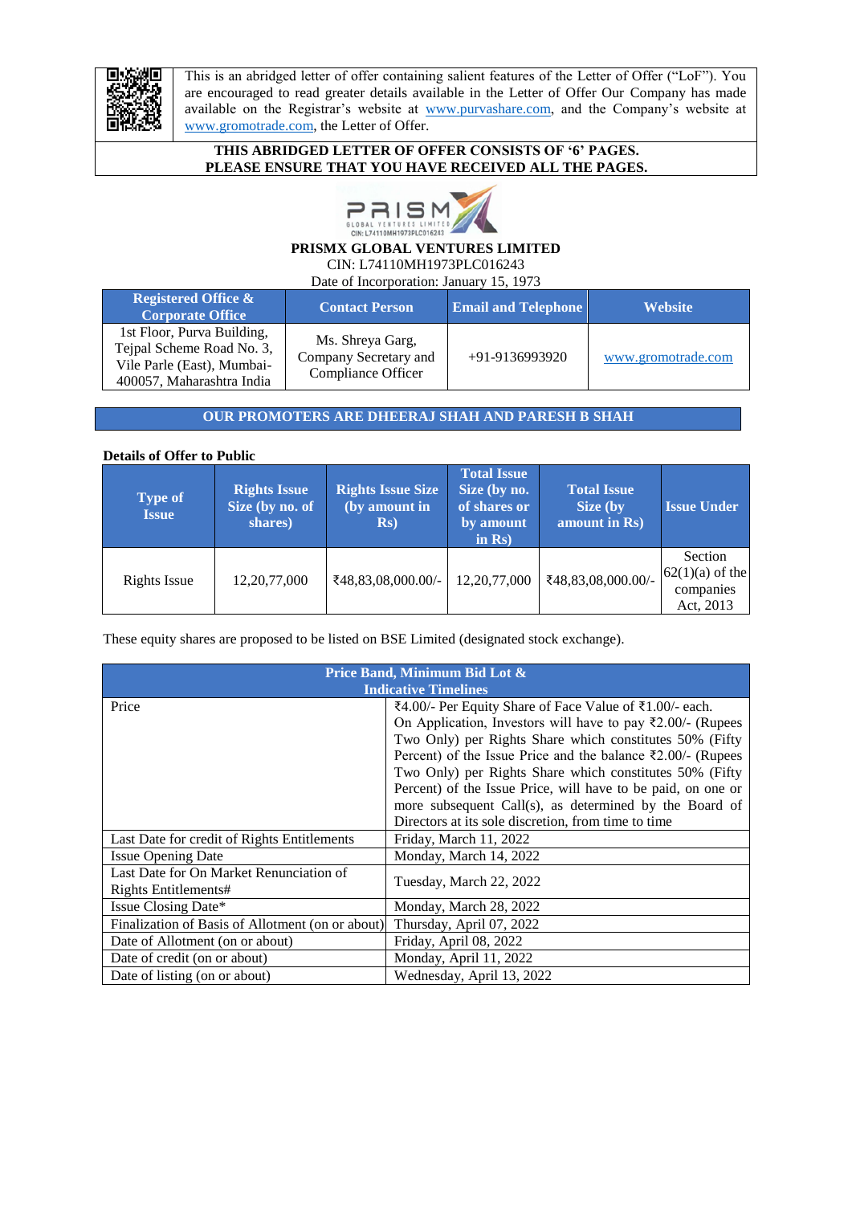This is an abridged letter of offer containing salient features of the Letter of Offer ("LoF"). You are encouraged to read greater details available in the Letter of Offer Our Company has made available on the Registrar's website at www.purvashare.com, and the Company's website at www.gromotrade.com, the Letter of Offer.

**THIS ABRIDGED LETTER OF OFFER CONSISTS OF '6' PAGES.**
**PLEASE ENSURE THAT YOU HAVE RECEIVED ALL THE PAGES.**

# PRISMX GLOBAL VENTURES LIMITED

CIN: L74110MH1973PLC016243

Date of Incorporation: January 15, 1973

| Registered Office & Corporate Office | Contact Person | Email and Telephone | Website |
|---|---|---|---|
| 1st Floor, Purva Building, Tejpal Scheme Road No. 3, Vile Parle (East), Mumbai-400057, Maharashtra India | Ms. Shreya Garg, Company Secretary and Compliance Officer | +91-9136993920 | www.gromotrade.com |

**OUR PROMOTERS ARE DHEERAJ SHAH AND PARESH B SHAH**

**Details of Offer to Public**

| Type of Issue | Rights Issue Size (by no. of shares) | Rights Issue Size (by amount in Rs) | Total Issue Size (by no. of shares or by amount in Rs) | Total Issue Size (by amount in Rs) | Issue Under |
|---|---|---|---|---|---|
| Rights Issue | 12,20,77,000 | ₹48,83,08,000.00/- | 12,20,77,000 | ₹48,83,08,000.00/- | Section 62(1)(a) of the companies Act, 2013 |

These equity shares are proposed to be listed on BSE Limited (designated stock exchange).

| Price Band, Minimum Bid Lot & Indicative Timelines | |
|---|---|
| Price | ₹4.00/- Per Equity Share of Face Value of ₹1.00/- each. On Application, Investors will have to pay ₹2.00/- (Rupees Two Only) per Rights Share which constitutes 50% (Fifty Percent) of the Issue Price and the balance ₹2.00/- (Rupees Two Only) per Rights Share which constitutes 50% (Fifty Percent) of the Issue Price, will have to be paid, on one or more subsequent Call(s), as determined by the Board of Directors at its sole discretion, from time to time |
| Last Date for credit of Rights Entitlements | Friday, March 11, 2022 |
| Issue Opening Date | Monday, March 14, 2022 |
| Last Date for On Market Renunciation of Rights Entitlements# | Tuesday, March 22, 2022 |
| Issue Closing Date* | Monday, March 28, 2022 |
| Finalization of Basis of Allotment (on or about) | Thursday, April 07, 2022 |
| Date of Allotment (on or about) | Friday, April 08, 2022 |
| Date of credit (on or about) | Monday, April 11, 2022 |
| Date of listing (on or about) | Wednesday, April 13, 2022 |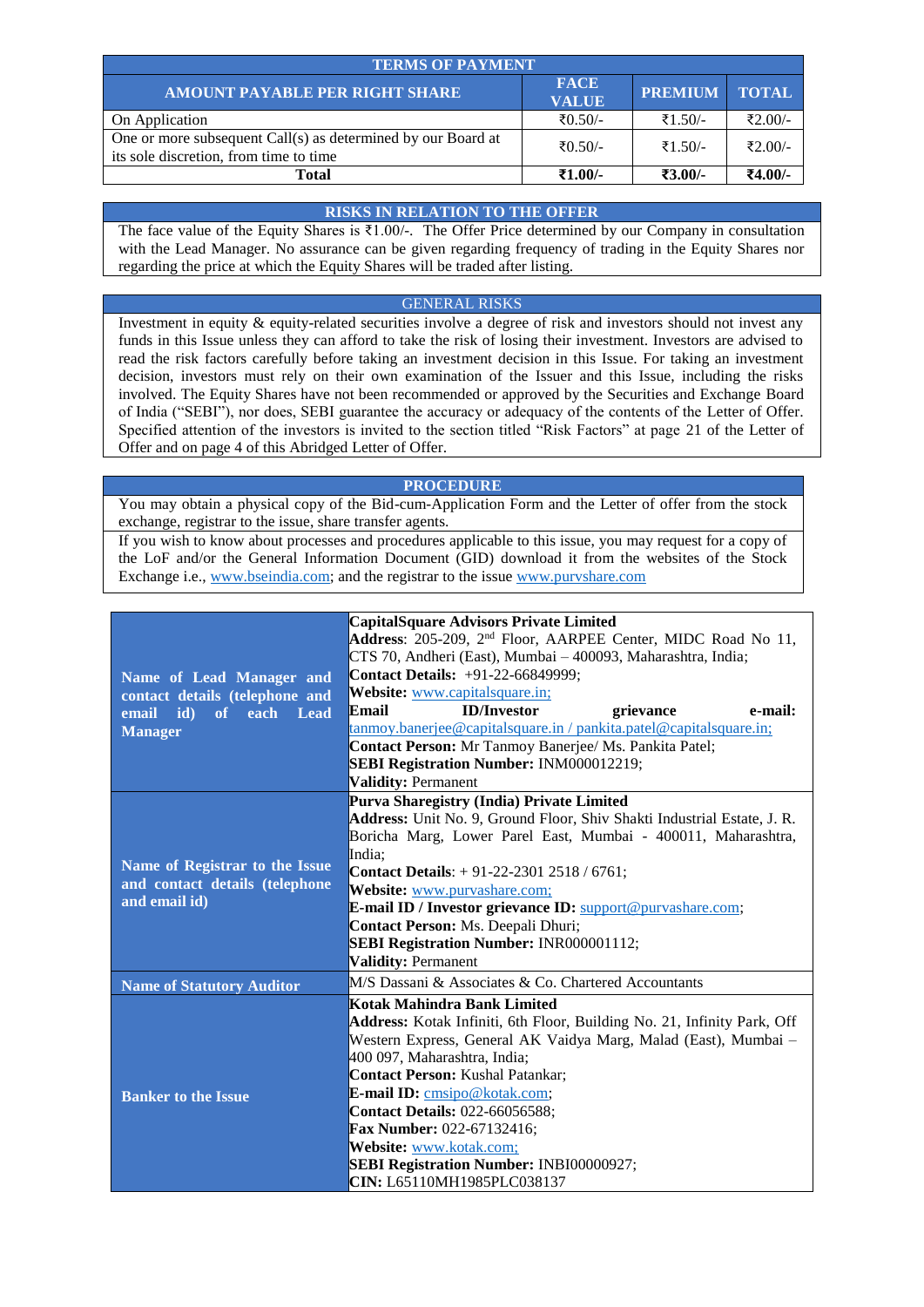| TERMS OF PAYMENT | | | |
|---|---|---|---|
| **AMOUNT PAYABLE PER RIGHT SHARE** | **FACE VALUE** | **PREMIUM** | **TOTAL** |
| On Application | ₹0.50/- | ₹1.50/- | ₹2.00/- |
| One or more subsequent Call(s) as determined by our Board at its sole discretion, from time to time | ₹0.50/- | ₹1.50/- | ₹2.00/- |
| **Total** | **₹1.00/-** | **₹3.00/-** | **₹4.00/-** |

## RISKS IN RELATION TO THE OFFER

The face value of the Equity Shares is ₹1.00/-. The Offer Price determined by our Company in consultation with the Lead Manager. No assurance can be given regarding frequency of trading in the Equity Shares nor regarding the price at which the Equity Shares will be traded after listing.

## GENERAL RISKS

Investment in equity & equity-related securities involve a degree of risk and investors should not invest any funds in this Issue unless they can afford to take the risk of losing their investment. Investors are advised to read the risk factors carefully before taking an investment decision in this Issue. For taking an investment decision, investors must rely on their own examination of the Issuer and this Issue, including the risks involved. The Equity Shares have not been recommended or approved by the Securities and Exchange Board of India ("SEBI"), nor does, SEBI guarantee the accuracy or adequacy of the contents of the Letter of Offer. Specified attention of the investors is invited to the section titled "Risk Factors" at page 21 of the Letter of Offer and on page 4 of this Abridged Letter of Offer.

## PROCEDURE

You may obtain a physical copy of the Bid-cum-Application Form and the Letter of offer from the stock exchange, registrar to the issue, share transfer agents.

If you wish to know about processes and procedures applicable to this issue, you may request for a copy of the LoF and/or the General Information Document (GID) download it from the websites of the Stock Exchange i.e., www.bseindia.com; and the registrar to the issue www.purvshare.com

| | |
|---|---|
| **Name of Lead Manager and contact details (telephone and email id) of each Lead Manager** | **CapitalSquare Advisors Private Limited**<br>**Address**: 205-209, 2nd Floor, AARPEE Center, MIDC Road No 11, CTS 70, Andheri (East), Mumbai – 400093, Maharashtra, India;<br>**Contact Details:** +91-22-66849999;<br>**Website:** www.capitalsquare.in;<br>**Email ID/Investor grievance e-mail:** tanmoy.banerjee@capitalsquare.in / pankita.patel@capitalsquare.in;<br>**Contact Person:** Mr Tanmoy Banerjee/ Ms. Pankita Patel;<br>**SEBI Registration Number:** INM000012219;<br>**Validity:** Permanent |
| **Name of Registrar to the Issue and contact details (telephone and email id)** | **Purva Sharegistry (India) Private Limited**<br>**Address:** Unit No. 9, Ground Floor, Shiv Shakti Industrial Estate, J. R. Boricha Marg, Lower Parel East, Mumbai - 400011, Maharashtra, India;<br>**Contact Details**: + 91-22-2301 2518 / 6761;<br>**Website:** www.purvashare.com;<br>**E-mail ID / Investor grievance ID:** support@purvashare.com;<br>**Contact Person:** Ms. Deepali Dhuri;<br>**SEBI Registration Number:** INR000001112;<br>**Validity:** Permanent |
| **Name of Statutory Auditor** | M/S Dassani & Associates & Co. Chartered Accountants |
| **Banker to the Issue** | **Kotak Mahindra Bank Limited**<br>**Address:** Kotak Infiniti, 6th Floor, Building No. 21, Infinity Park, Off Western Express, General AK Vaidya Marg, Malad (East), Mumbai – 400 097, Maharashtra, India;<br>**Contact Person:** Kushal Patankar;<br>**E-mail ID:** cmsipo@kotak.com;<br>**Contact Details:** 022-66056588;<br>**Fax Number:** 022-67132416;<br>**Website:** www.kotak.com;<br>**SEBI Registration Number:** INBI00000927;<br>**CIN:** L65110MH1985PLC038137 |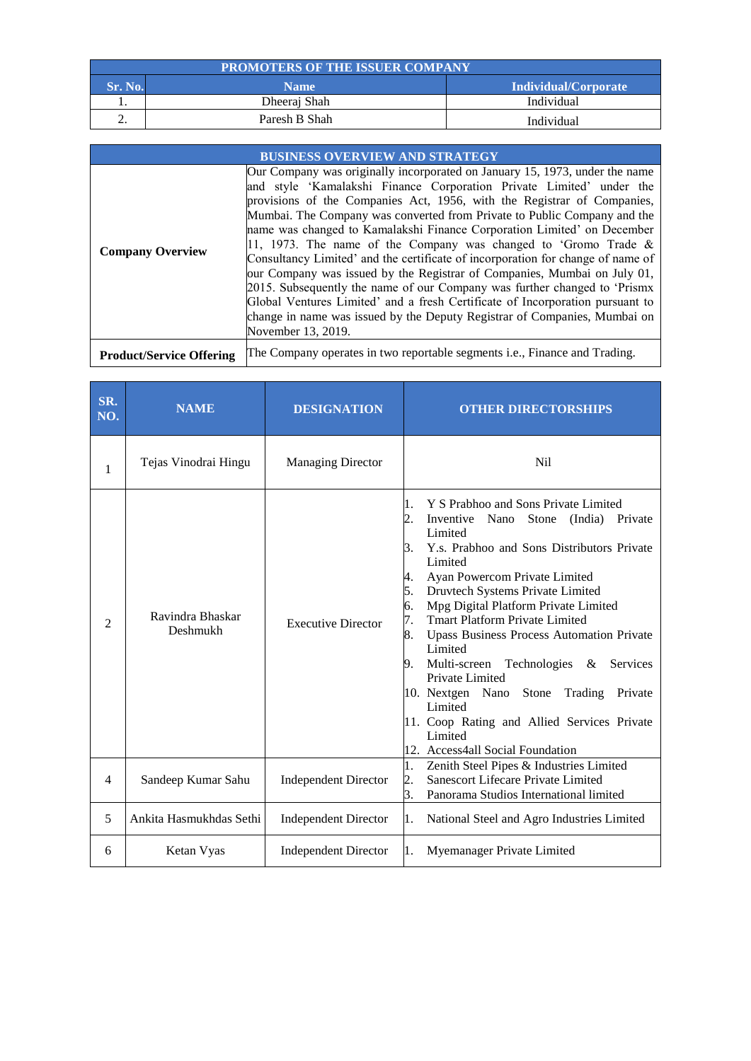| PROMOTERS OF THE ISSUER COMPANY | | |
|---|---|---|
| **Sr. No.** | **Name** | **Individual/Corporate** |
| 1. | Dheeraj Shah | Individual |
| 2. | Paresh B Shah | Individual |

| BUSINESS OVERVIEW AND STRATEGY | |
|---|---|
| **Company Overview** | Our Company was originally incorporated on January 15, 1973, under the name and style 'Kamalakshi Finance Corporation Private Limited' under the provisions of the Companies Act, 1956, with the Registrar of Companies, Mumbai. The Company was converted from Private to Public Company and the name was changed to Kamalakshi Finance Corporation Limited' on December 11, 1973. The name of the Company was changed to 'Gromo Trade & Consultancy Limited' and the certificate of incorporation for change of name of our Company was issued by the Registrar of Companies, Mumbai on July 01, 2015. Subsequently the name of our Company was further changed to 'Prismx Global Ventures Limited' and a fresh Certificate of Incorporation pursuant to change in name was issued by the Deputy Registrar of Companies, Mumbai on November 13, 2019. |
| **Product/Service Offering** | The Company operates in two reportable segments i.e., Finance and Trading. |

| SR. NO. | NAME | DESIGNATION | OTHER DIRECTORSHIPS |
|---|---|---|---|
| 1 | Tejas Vinodrai Hingu | Managing Director | Nil |
| 2 | Ravindra Bhaskar Deshmukh | Executive Director | 1. Y S Prabhoo and Sons Private Limited<br>2. Inventive Nano Stone (India) Private Limited<br>3. Y.s. Prabhoo and Sons Distributors Private Limited<br>4. Ayan Powercom Private Limited<br>5. Druvtech Systems Private Limited<br>6. Mpg Digital Platform Private Limited<br>7. Tmart Platform Private Limited<br>8. Upass Business Process Automation Private Limited<br>9. Multi-screen Technologies & Services Private Limited<br>10. Nextgen Nano Stone Trading Private Limited<br>11. Coop Rating and Allied Services Private Limited<br>12. Access4all Social Foundation |
| 4 | Sandeep Kumar Sahu | Independent Director | 1. Zenith Steel Pipes & Industries Limited<br>2. Sanescort Lifecare Private Limited<br>3. Panorama Studios International limited |
| 5 | Ankita Hasmukhdas Sethi | Independent Director | 1. National Steel and Agro Industries Limited |
| 6 | Ketan Vyas | Independent Director | 1. Myemanager Private Limited |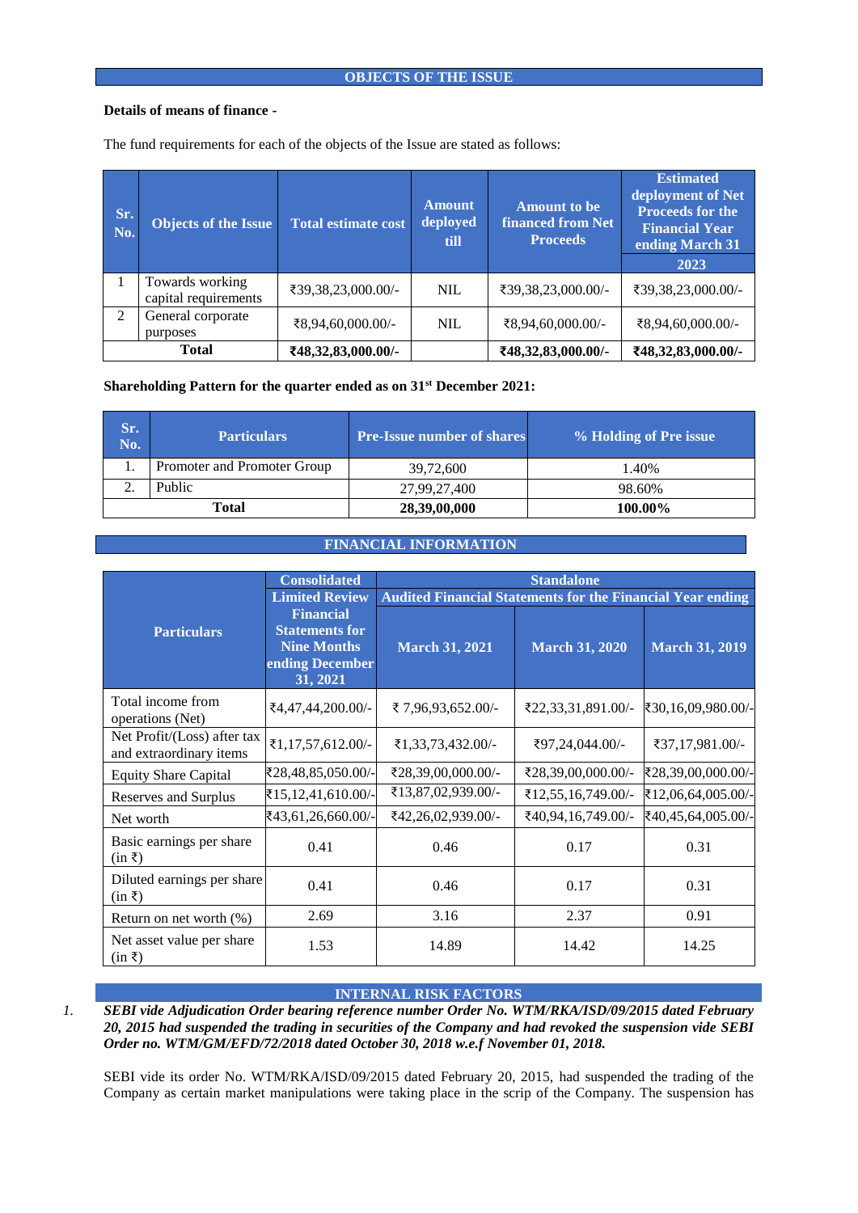## OBJECTS OF THE ISSUE

**Details of means of finance -**

The fund requirements for each of the objects of the Issue are stated as follows:

| Sr. No. | Objects of the Issue | Total estimate cost | Amount deployed till | Amount to be financed from Net Proceeds | Estimated deployment of Net Proceeds for the Financial Year ending March 31 2023 |
|---|---|---|---|---|---|
| 1 | Towards working capital requirements | ₹39,38,23,000.00/- | NIL | ₹39,38,23,000.00/- | ₹39,38,23,000.00/- |
| 2 | General corporate purposes | ₹8,94,60,000.00/- | NIL | ₹8,94,60,000.00/- | ₹8,94,60,000.00/- |
| **Total** | | **₹48,32,83,000.00/-** | | **₹48,32,83,000.00/-** | **₹48,32,83,000.00/-** |

**Shareholding Pattern for the quarter ended as on 31st December 2021:**

| Sr. No. | Particulars | Pre-Issue number of shares | % Holding of Pre issue |
|---|---|---|---|
| 1. | Promoter and Promoter Group | 39,72,600 | 1.40% |
| 2. | Public | 27,99,27,400 | 98.60% |
| **Total** | | **28,39,00,000** | **100.00%** |

## FINANCIAL INFORMATION

| Particulars | Consolidated | Standalone | | |
|---|---|---|---|---|
| | Limited Review Financial Statements for Nine Months ending December 31, 2021 | Audited Financial Statements for the Financial Year ending | | |
| | | March 31, 2021 | March 31, 2020 | March 31, 2019 |
| Total income from operations (Net) | ₹4,47,44,200.00/- | ₹ 7,96,93,652.00/- | ₹22,33,31,891.00/- | ₹30,16,09,980.00/- |
| Net Profit/(Loss) after tax and extraordinary items | ₹1,17,57,612.00/- | ₹1,33,73,432.00/- | ₹97,24,044.00/- | ₹37,17,981.00/- |
| Equity Share Capital | ₹28,48,85,050.00/- | ₹28,39,00,000.00/- | ₹28,39,00,000.00/- | ₹28,39,00,000.00/- |
| Reserves and Surplus | ₹15,12,41,610.00/- | ₹13,87,02,939.00/- | ₹12,55,16,749.00/- | ₹12,06,64,005.00/- |
| Net worth | ₹43,61,26,660.00/- | ₹42,26,02,939.00/- | ₹40,94,16,749.00/- | ₹40,45,64,005.00/- |
| Basic earnings per share (in ₹) | 0.41 | 0.46 | 0.17 | 0.31 |
| Diluted earnings per share (in ₹) | 0.41 | 0.46 | 0.17 | 0.31 |
| Return on net worth (%) | 2.69 | 3.16 | 2.37 | 0.91 |
| Net asset value per share (in ₹) | 1.53 | 14.89 | 14.42 | 14.25 |

## INTERNAL RISK FACTORS

1. ***SEBI vide Adjudication Order bearing reference number Order No. WTM/RKA/ISD/09/2015 dated February 20, 2015 had suspended the trading in securities of the Company and had revoked the suspension vide SEBI Order no. WTM/GM/EFD/72/2018 dated October 30, 2018 w.e.f November 01, 2018.***

   SEBI vide its order No. WTM/RKA/ISD/09/2015 dated February 20, 2015, had suspended the trading of the Company as certain market manipulations were taking place in the scrip of the Company. The suspension has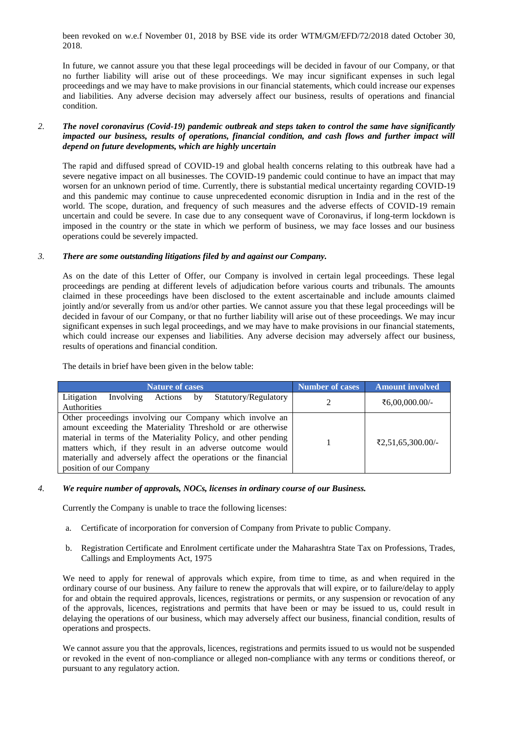been revoked on w.e.f November 01, 2018 by BSE vide its order WTM/GM/EFD/72/2018 dated October 30, 2018.

In future, we cannot assure you that these legal proceedings will be decided in favour of our Company, or that no further liability will arise out of these proceedings. We may incur significant expenses in such legal proceedings and we may have to make provisions in our financial statements, which could increase our expenses and liabilities. Any adverse decision may adversely affect our business, results of operations and financial condition.

2. ***The novel coronavirus (Covid-19) pandemic outbreak and steps taken to control the same have significantly impacted our business, results of operations, financial condition, and cash flows and further impact will depend on future developments, which are highly uncertain***

The rapid and diffused spread of COVID-19 and global health concerns relating to this outbreak have had a severe negative impact on all businesses. The COVID-19 pandemic could continue to have an impact that may worsen for an unknown period of time. Currently, there is substantial medical uncertainty regarding COVID-19 and this pandemic may continue to cause unprecedented economic disruption in India and in the rest of the world. The scope, duration, and frequency of such measures and the adverse effects of COVID-19 remain uncertain and could be severe. In case due to any consequent wave of Coronavirus, if long-term lockdown is imposed in the country or the state in which we perform of business, we may face losses and our business operations could be severely impacted.

3. ***There are some outstanding litigations filed by and against our Company.***

As on the date of this Letter of Offer, our Company is involved in certain legal proceedings. These legal proceedings are pending at different levels of adjudication before various courts and tribunals. The amounts claimed in these proceedings have been disclosed to the extent ascertainable and include amounts claimed jointly and/or severally from us and/or other parties. We cannot assure you that these legal proceedings will be decided in favour of our Company, or that no further liability will arise out of these proceedings. We may incur significant expenses in such legal proceedings, and we may have to make provisions in our financial statements, which could increase our expenses and liabilities. Any adverse decision may adversely affect our business, results of operations and financial condition.

The details in brief have been given in the below table:

| Nature of cases | Number of cases | Amount involved |
|---|---|---|
| Litigation Involving Actions by Statutory/Regulatory Authorities | 2 | ₹6,00,000.00/- |
| Other proceedings involving our Company which involve an amount exceeding the Materiality Threshold or are otherwise material in terms of the Materiality Policy, and other pending matters which, if they result in an adverse outcome would materially and adversely affect the operations or the financial position of our Company | 1 | ₹2,51,65,300.00/- |

4. ***We require number of approvals, NOCs, licenses in ordinary course of our Business.***

Currently the Company is unable to trace the following licenses:

a. Certificate of incorporation for conversion of Company from Private to public Company.

b. Registration Certificate and Enrolment certificate under the Maharashtra State Tax on Professions, Trades, Callings and Employments Act, 1975

We need to apply for renewal of approvals which expire, from time to time, as and when required in the ordinary course of our business. Any failure to renew the approvals that will expire, or to failure/delay to apply for and obtain the required approvals, licences, registrations or permits, or any suspension or revocation of any of the approvals, licences, registrations and permits that have been or may be issued to us, could result in delaying the operations of our business, which may adversely affect our business, financial condition, results of operations and prospects.

We cannot assure you that the approvals, licences, registrations and permits issued to us would not be suspended or revoked in the event of non-compliance or alleged non-compliance with any terms or conditions thereof, or pursuant to any regulatory action.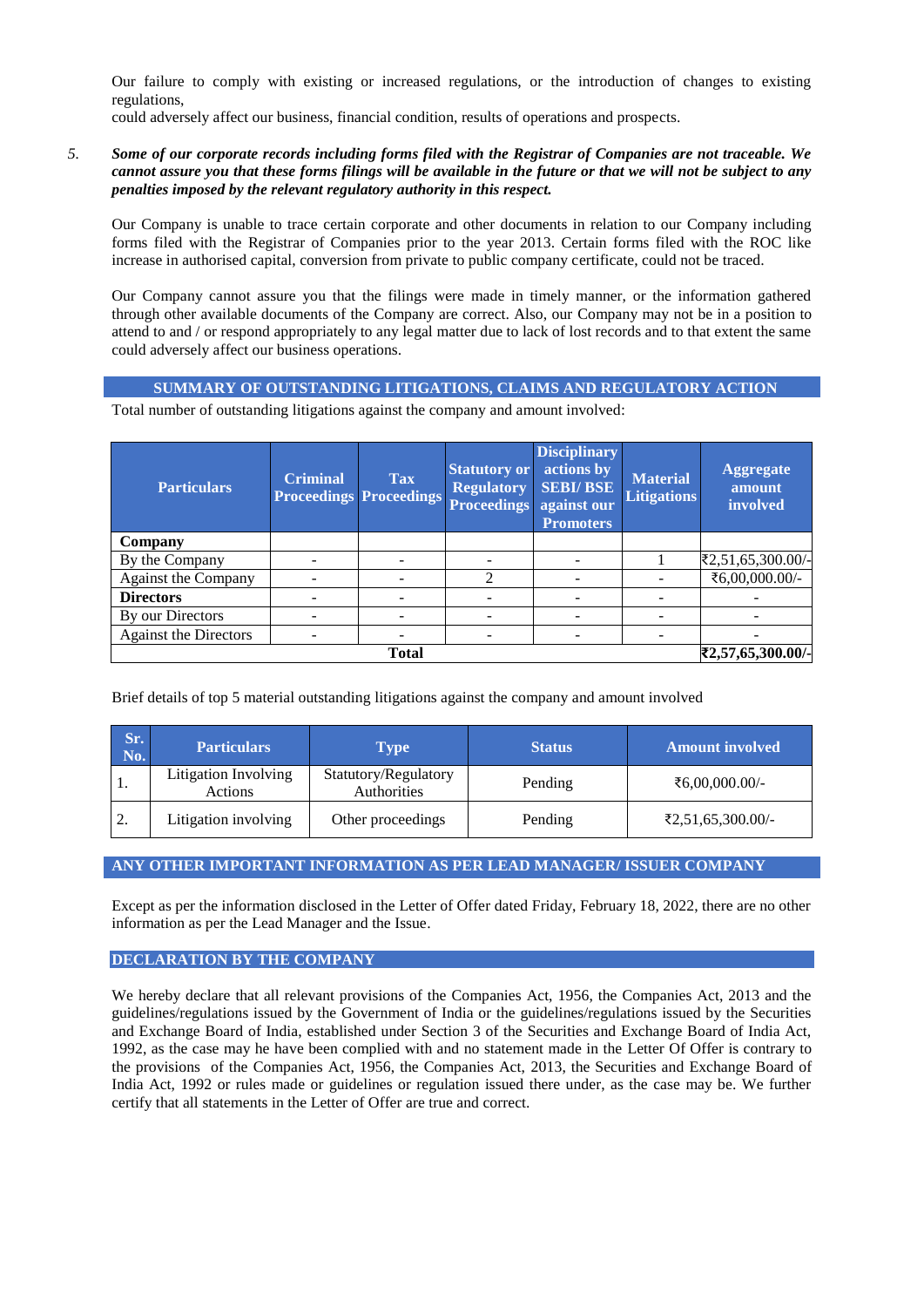Our failure to comply with existing or increased regulations, or the introduction of changes to existing regulations,
could adversely affect our business, financial condition, results of operations and prospects.

5. ***Some of our corporate records including forms filed with the Registrar of Companies are not traceable. We cannot assure you that these forms filings will be available in the future or that we will not be subject to any penalties imposed by the relevant regulatory authority in this respect.***

Our Company is unable to trace certain corporate and other documents in relation to our Company including forms filed with the Registrar of Companies prior to the year 2013. Certain forms filed with the ROC like increase in authorised capital, conversion from private to public company certificate, could not be traced.

Our Company cannot assure you that the filings were made in timely manner, or the information gathered through other available documents of the Company are correct. Also, our Company may not be in a position to attend to and / or respond appropriately to any legal matter due to lack of lost records and to that extent the same could adversely affect our business operations.

## SUMMARY OF OUTSTANDING LITIGATIONS, CLAIMS AND REGULATORY ACTION

Total number of outstanding litigations against the company and amount involved:

| Particulars | Criminal Proceedings | Tax Proceedings | Statutory or Regulatory Proceedings | Disciplinary actions by SEBI/ BSE against our Promoters | Material Litigations | Aggregate amount involved |
|---|---|---|---|---|---|---|
| **Company** | | | | | | |
| By the Company | - | - | - | - | 1 | ₹2,51,65,300.00/- |
| Against the Company | - | - | 2 | - | - | ₹6,00,000.00/- |
| **Directors** | - | - | - | - | - | - |
| By our Directors | - | - | - | - | - | - |
| Against the Directors | - | - | - | - | - | - |
| **Total** | | | | | | **₹2,57,65,300.00/-** |

Brief details of top 5 material outstanding litigations against the company and amount involved

| Sr. No. | Particulars | Type | Status | Amount involved |
|---|---|---|---|---|
| 1. | Litigation Involving Actions | Statutory/Regulatory Authorities | Pending | ₹6,00,000.00/- |
| 2. | Litigation involving | Other proceedings | Pending | ₹2,51,65,300.00/- |

## ANY OTHER IMPORTANT INFORMATION AS PER LEAD MANAGER/ ISSUER COMPANY

Except as per the information disclosed in the Letter of Offer dated Friday, February 18, 2022, there are no other information as per the Lead Manager and the Issue.

## DECLARATION BY THE COMPANY

We hereby declare that all relevant provisions of the Companies Act, 1956, the Companies Act, 2013 and the guidelines/regulations issued by the Government of India or the guidelines/regulations issued by the Securities and Exchange Board of India, established under Section 3 of the Securities and Exchange Board of India Act, 1992, as the case may he have been complied with and no statement made in the Letter Of Offer is contrary to the provisions of the Companies Act, 1956, the Companies Act, 2013, the Securities and Exchange Board of India Act, 1992 or rules made or guidelines or regulation issued there under, as the case may be. We further certify that all statements in the Letter of Offer are true and correct.